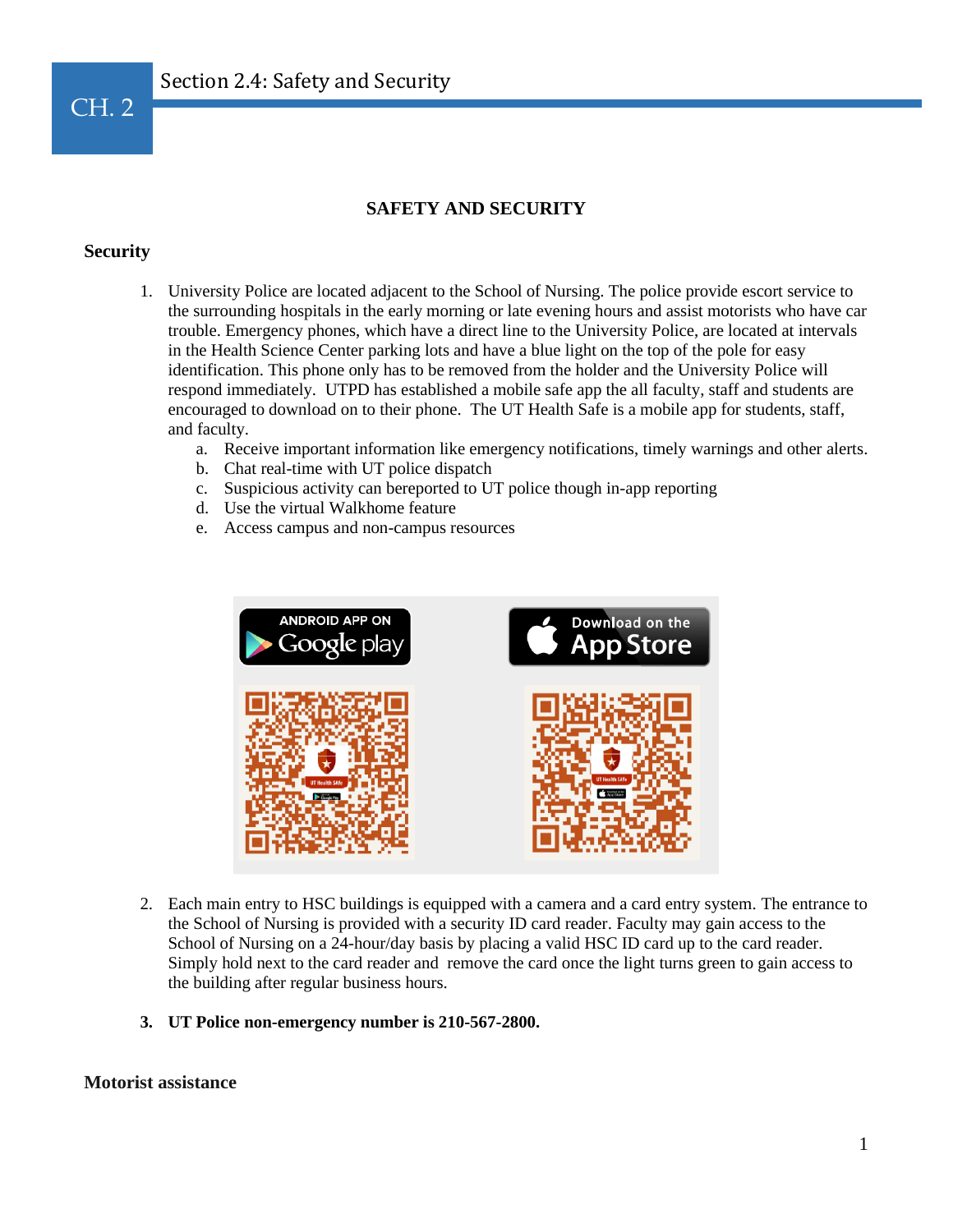# Section 2.4: Safety and Security

## SAFETY AND SECURITY

### Security

1. University Police are located adjacent to the School of Nursing. The police provide escort service to the surrounding hospitals in the early morning or late evening hours and assist motorists who have car trouble. Emergency phones, which have a direct line to the University Police, are located at intervals in the Health Science Center parking lots and have a blue light on the top of the pole for easy identification. This phone only has to be removed from the holder and the University Police will respond immediately. UTPD has established a mobile safe app the all faculty, staff and students are encouraged to download on to their phone. The UT Health Safe is a mobile app for students, staff, and faculty.
   a. Receive important information like emergency notifications, timely warnings and other alerts.
   b. Chat real-time with UT police dispatch
   c. Suspicious activity can bereported to UT police though in-app reporting
   d. Use the virtual Walkhome feature
   e. Access campus and non-campus resources

ANDROID APP ON Google play | Download on the App Store

2. Each main entry to HSC buildings is equipped with a camera and a card entry system. The entrance to the School of Nursing is provided with a security ID card reader. Faculty may gain access to the School of Nursing on a 24-hour/day basis by placing a valid HSC ID card up to the card reader. Simply hold next to the card reader and remove the card once the light turns green to gain access to the building after regular business hours.

3. **UT Police non-emergency number is 210-567-2800.**

### Motorist assistance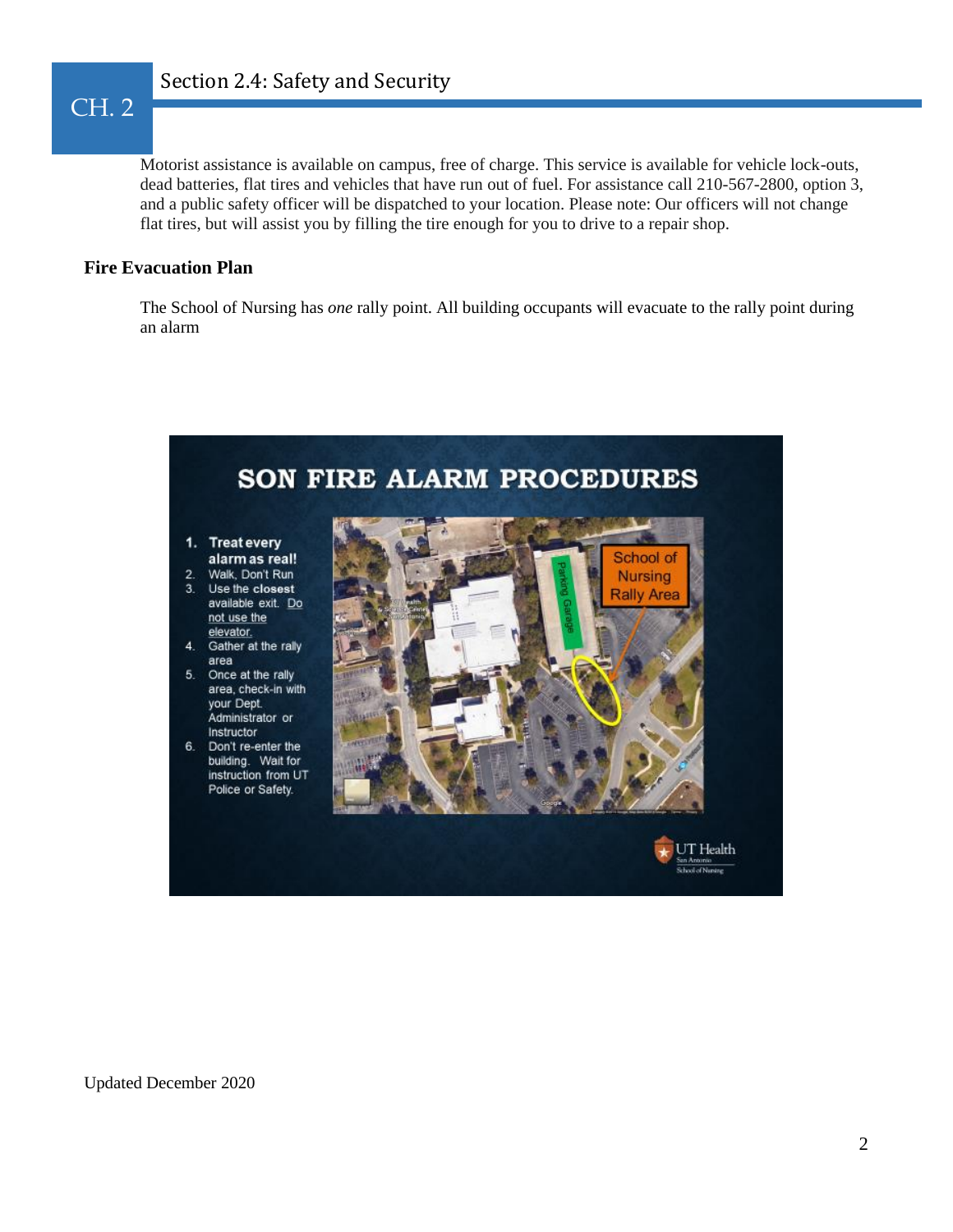Motorist assistance is available on campus, free of charge. This service is available for vehicle lock-outs, dead batteries, flat tires and vehicles that have run out of fuel. For assistance call 210-567-2800, option 3, and a public safety officer will be dispatched to your location. Please note: Our officers will not change flat tires, but will assist you by filling the tire enough for you to drive to a repair shop.

## Fire Evacuation Plan

The School of Nursing has *one* rally point. All building occupants will evacuate to the rally point during an alarm

SON FIRE ALARM PROCEDURES

1. **Treat every alarm as real!**
2. Walk, Don't Run
3. Use the **closest** available exit. Do not use the elevator.
4. Gather at the rally area
5. Once at the rally area, check-in with your Dept. Administrator or Instructor
6. Don't re-enter the building. Wait for instruction from UT Police or Safety.

Parking Garage

School of Nursing Rally Area

UT Health San Antonio School of Nursing

Updated December 2020